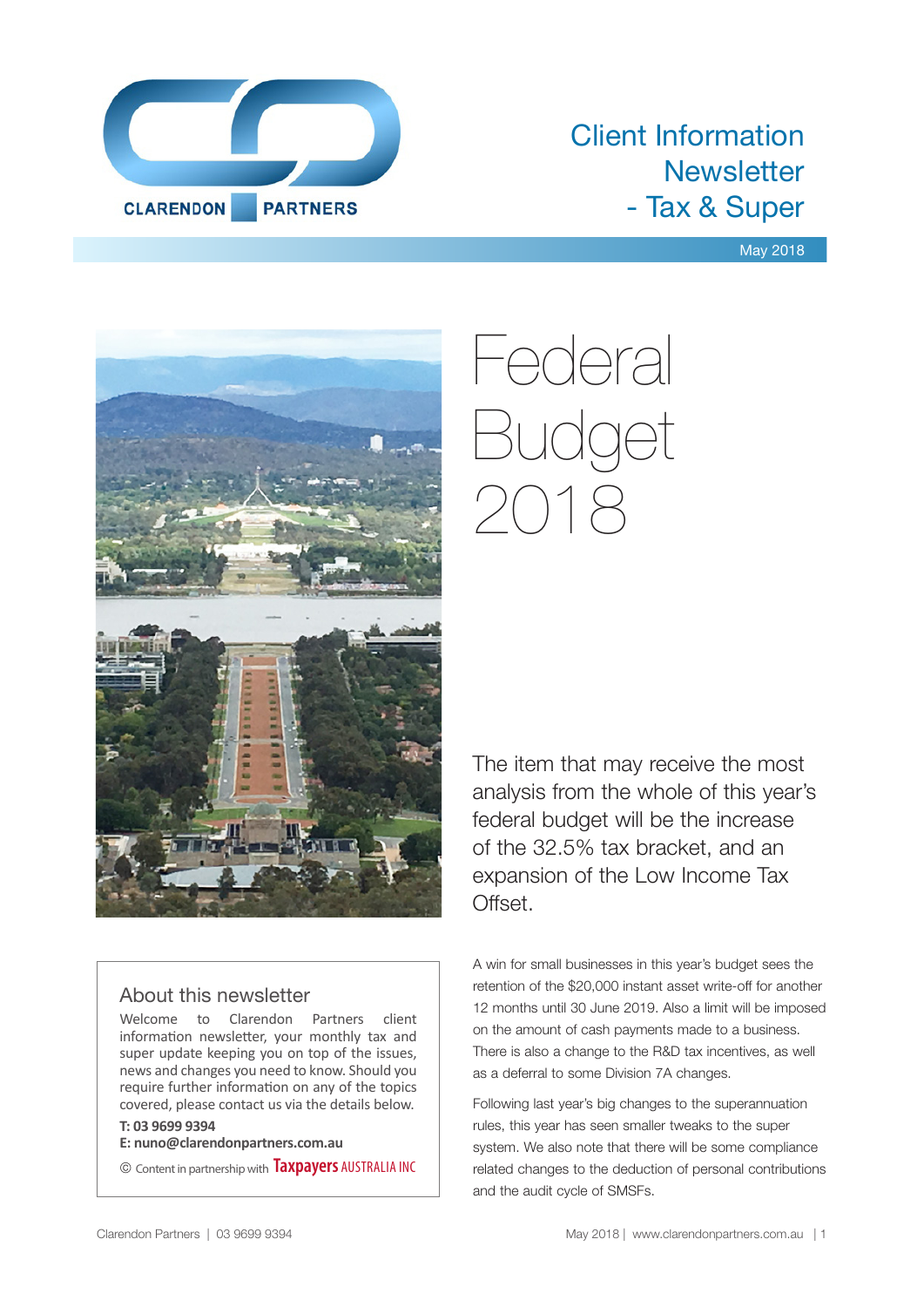CLARENDON PARTNERS

# Client Information Newsletter - Tax & Super

May 2018

# Federal Budget 2018

The item that may receive the most analysis from the whole of this year's federal budget will be the increase of the 32.5% tax bracket, and an expansion of the Low Income Tax Offset.

A win for small businesses in this year's budget sees the retention of the $20,000 instant asset write-off for another 12 months until 30 June 2019. Also a limit will be imposed on the amount of cash payments made to a business. There is also a change to the R&D tax incentives, as well as a deferral to some Division 7A changes.

Following last year's big changes to the superannuation rules, this year has seen smaller tweaks to the super system. We also note that there will be some compliance related changes to the deduction of personal contributions and the audit cycle of SMSFs.

## About this newsletter

Welcome to Clarendon Partners client information newsletter, your monthly tax and super update keeping you on top of the issues, news and changes you need to know. Should you require further information on any of the topics covered, please contact us via the details below.

**T: 03 9699 9394**
**E: nuno@clarendonpartners.com.au**

© Content in partnership with Taxpayers AUSTRALIA INC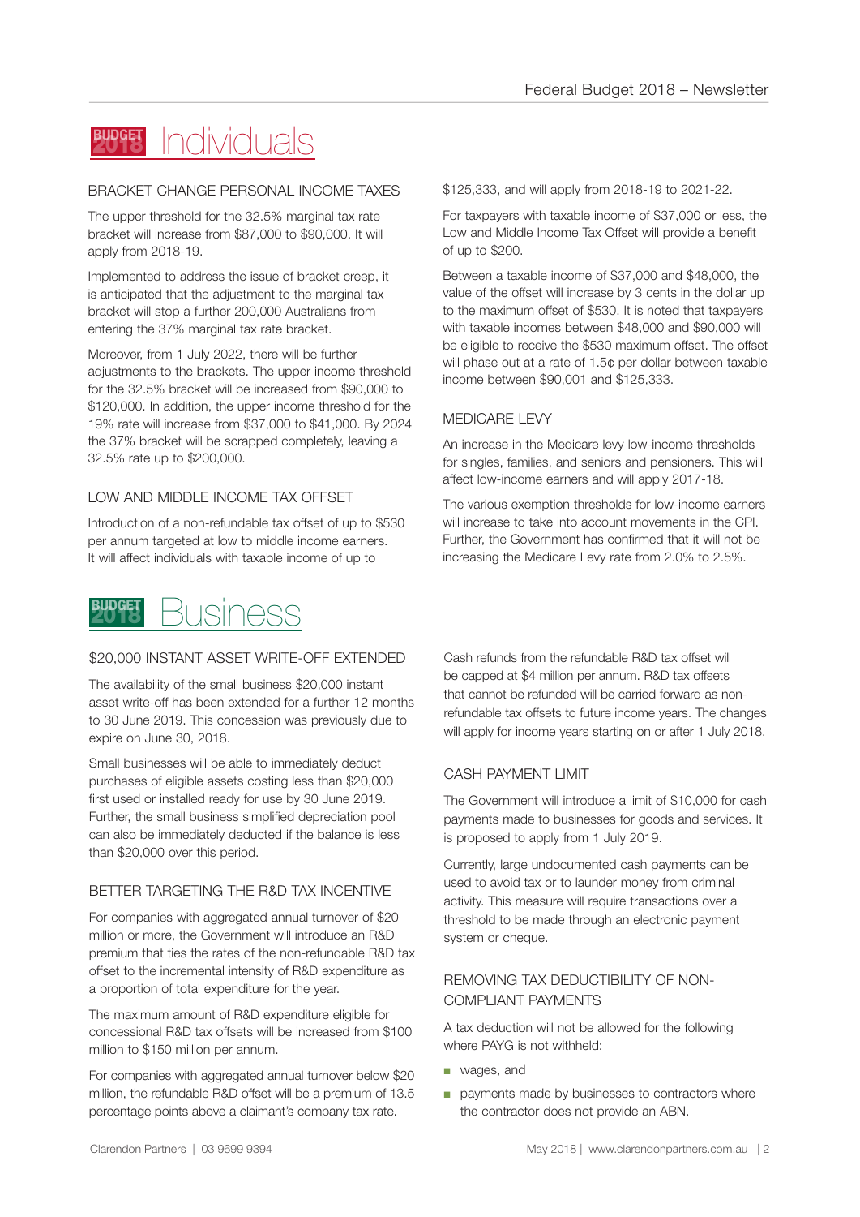# BUDGET 2018 Individuals

## BRACKET CHANGE PERSONAL INCOME TAXES

The upper threshold for the 32.5% marginal tax rate bracket will increase from $87,000 to $90,000. It will apply from 2018-19.

Implemented to address the issue of bracket creep, it is anticipated that the adjustment to the marginal tax bracket will stop a further 200,000 Australians from entering the 37% marginal tax rate bracket.

Moreover, from 1 July 2022, there will be further adjustments to the brackets. The upper income threshold for the 32.5% bracket will be increased from $90,000 to $120,000. In addition, the upper income threshold for the 19% rate will increase from $37,000 to $41,000. By 2024 the 37% bracket will be scrapped completely, leaving a 32.5% rate up to $200,000.

## LOW AND MIDDLE INCOME TAX OFFSET

Introduction of a non-refundable tax offset of up to $530 per annum targeted at low to middle income earners. It will affect individuals with taxable income of up to $125,333, and will apply from 2018-19 to 2021-22.

For taxpayers with taxable income of $37,000 or less, the Low and Middle Income Tax Offset will provide a benefit of up to $200.

Between a taxable income of $37,000 and $48,000, the value of the offset will increase by 3 cents in the dollar up to the maximum offset of $530. It is noted that taxpayers with taxable incomes between $48,000 and $90,000 will be eligible to receive the $530 maximum offset. The offset will phase out at a rate of 1.5¢ per dollar between taxable income between $90,001 and $125,333.

## MEDICARE LEVY

An increase in the Medicare levy low-income thresholds for singles, families, and seniors and pensioners. This will affect low-income earners and will apply 2017-18.

The various exemption thresholds for low-income earners will increase to take into account movements in the CPI. Further, the Government has confirmed that it will not be increasing the Medicare Levy rate from 2.0% to 2.5%.

# BUDGET 2018 Business

## $20,000 INSTANT ASSET WRITE-OFF EXTENDED

The availability of the small business $20,000 instant asset write-off has been extended for a further 12 months to 30 June 2019. This concession was previously due to expire on June 30, 2018.

Small businesses will be able to immediately deduct purchases of eligible assets costing less than $20,000 first used or installed ready for use by 30 June 2019. Further, the small business simplified depreciation pool can also be immediately deducted if the balance is less than $20,000 over this period.

## BETTER TARGETING THE R&D TAX INCENTIVE

For companies with aggregated annual turnover of $20 million or more, the Government will introduce an R&D premium that ties the rates of the non-refundable R&D tax offset to the incremental intensity of R&D expenditure as a proportion of total expenditure for the year.

The maximum amount of R&D expenditure eligible for concessional R&D tax offsets will be increased from $100 million to $150 million per annum.

For companies with aggregated annual turnover below $20 million, the refundable R&D offset will be a premium of 13.5 percentage points above a claimant's company tax rate.

Cash refunds from the refundable R&D tax offset will be capped at $4 million per annum. R&D tax offsets that cannot be refunded will be carried forward as non-refundable tax offsets to future income years. The changes will apply for income years starting on or after 1 July 2018.

## CASH PAYMENT LIMIT

The Government will introduce a limit of $10,000 for cash payments made to businesses for goods and services. It is proposed to apply from 1 July 2019.

Currently, large undocumented cash payments can be used to avoid tax or to launder money from criminal activity. This measure will require transactions over a threshold to be made through an electronic payment system or cheque.

## REMOVING TAX DEDUCTIBILITY OF NON-COMPLIANT PAYMENTS

A tax deduction will not be allowed for the following where PAYG is not withheld:

- wages, and
- payments made by businesses to contractors where the contractor does not provide an ABN.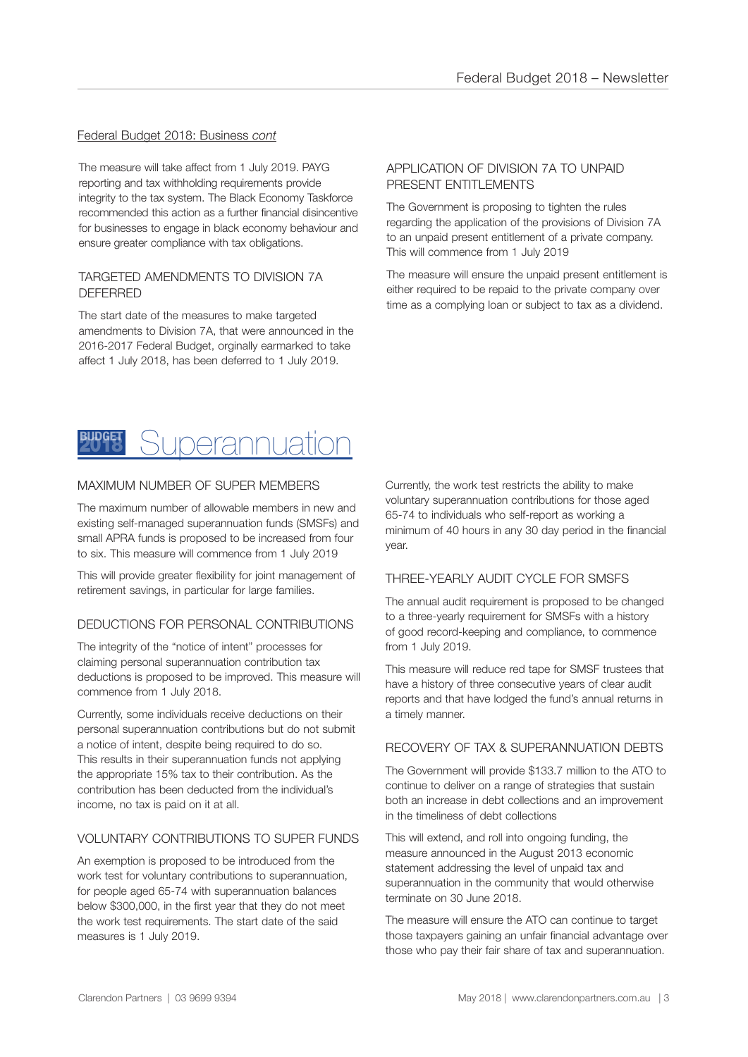Federal Budget 2018: Business *cont*

The measure will take affect from 1 July 2019. PAYG reporting and tax withholding requirements provide integrity to the tax system. The Black Economy Taskforce recommended this action as a further financial disincentive for businesses to engage in black economy behaviour and ensure greater compliance with tax obligations.

### TARGETED AMENDMENTS TO DIVISION 7A DEFERRED

The start date of the measures to make targeted amendments to Division 7A, that were announced in the 2016-2017 Federal Budget, orginally earmarked to take affect 1 July 2018, has been deferred to 1 July 2019.

### APPLICATION OF DIVISION 7A TO UNPAID PRESENT ENTITLEMENTS

The Government is proposing to tighten the rules regarding the application of the provisions of Division 7A to an unpaid present entitlement of a private company. This will commence from 1 July 2019

The measure will ensure the unpaid present entitlement is either required to be repaid to the private company over time as a complying loan or subject to tax as a dividend.

## BUDGET 2018 Superannuation

### MAXIMUM NUMBER OF SUPER MEMBERS

The maximum number of allowable members in new and existing self-managed superannuation funds (SMSFs) and small APRA funds is proposed to be increased from four to six. This measure will commence from 1 July 2019

This will provide greater flexibility for joint management of retirement savings, in particular for large families.

### DEDUCTIONS FOR PERSONAL CONTRIBUTIONS

The integrity of the "notice of intent" processes for claiming personal superannuation contribution tax deductions is proposed to be improved. This measure will commence from 1 July 2018.

Currently, some individuals receive deductions on their personal superannuation contributions but do not submit a notice of intent, despite being required to do so. This results in their superannuation funds not applying the appropriate 15% tax to their contribution. As the contribution has been deducted from the individual's income, no tax is paid on it at all.

### VOLUNTARY CONTRIBUTIONS TO SUPER FUNDS

An exemption is proposed to be introduced from the work test for voluntary contributions to superannuation, for people aged 65-74 with superannuation balances below $300,000, in the first year that they do not meet the work test requirements. The start date of the said measures is 1 July 2019.

Currently, the work test restricts the ability to make voluntary superannuation contributions for those aged 65-74 to individuals who self-report as working a minimum of 40 hours in any 30 day period in the financial year.

### THREE-YEARLY AUDIT CYCLE FOR SMSFS

The annual audit requirement is proposed to be changed to a three-yearly requirement for SMSFs with a history of good record-keeping and compliance, to commence from 1 July 2019.

This measure will reduce red tape for SMSF trustees that have a history of three consecutive years of clear audit reports and that have lodged the fund's annual returns in a timely manner.

### RECOVERY OF TAX & SUPERANNUATION DEBTS

The Government will provide $133.7 million to the ATO to continue to deliver on a range of strategies that sustain both an increase in debt collections and an improvement in the timeliness of debt collections

This will extend, and roll into ongoing funding, the measure announced in the August 2013 economic statement addressing the level of unpaid tax and superannuation in the community that would otherwise terminate on 30 June 2018.

The measure will ensure the ATO can continue to target those taxpayers gaining an unfair financial advantage over those who pay their fair share of tax and superannuation.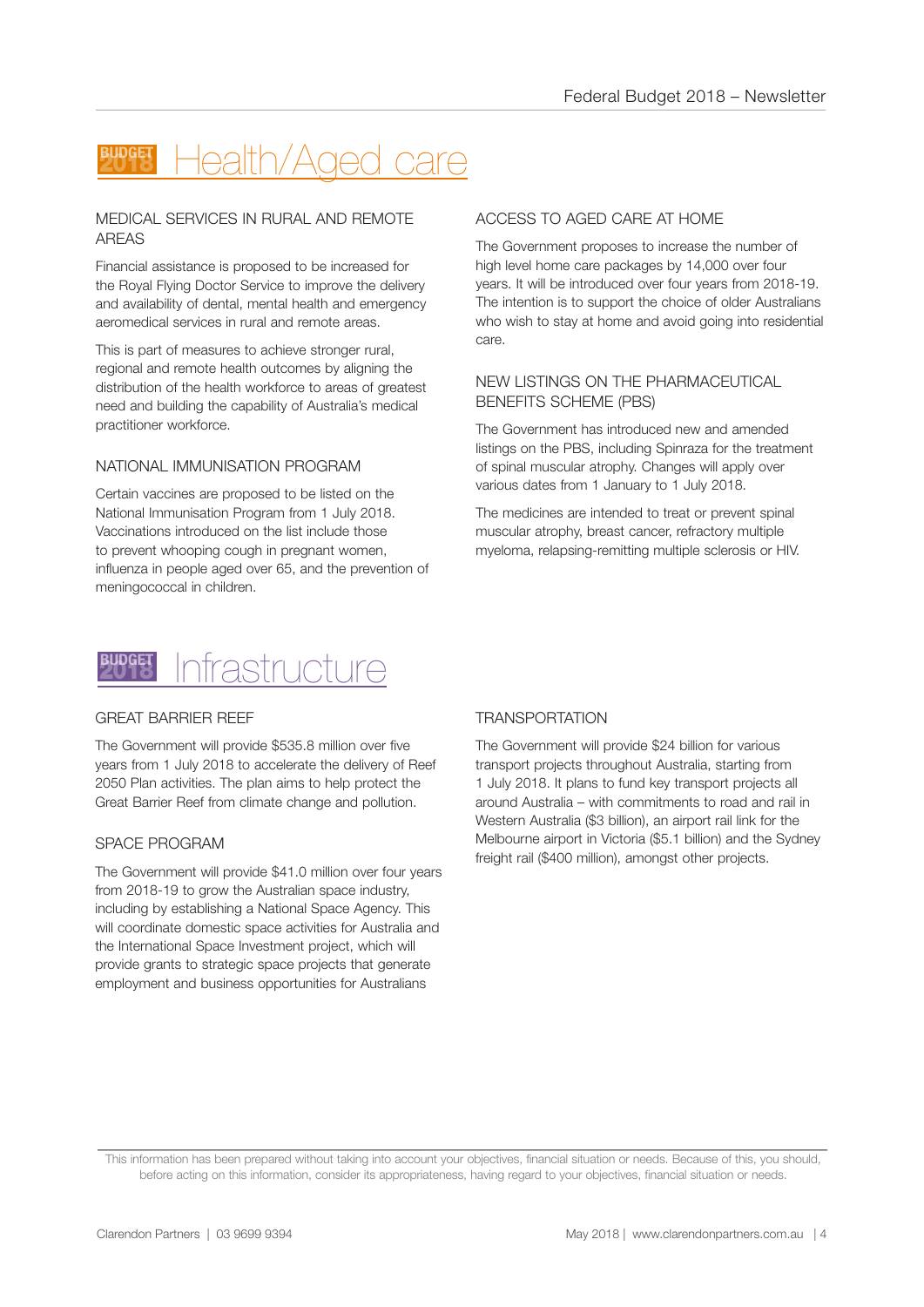# Health/Aged care

### MEDICAL SERVICES IN RURAL AND REMOTE AREAS

Financial assistance is proposed to be increased for the Royal Flying Doctor Service to improve the delivery and availability of dental, mental health and emergency aeromedical services in rural and remote areas.

This is part of measures to achieve stronger rural, regional and remote health outcomes by aligning the distribution of the health workforce to areas of greatest need and building the capability of Australia's medical practitioner workforce.

### NATIONAL IMMUNISATION PROGRAM

Certain vaccines are proposed to be listed on the National Immunisation Program from 1 July 2018. Vaccinations introduced on the list include those to prevent whooping cough in pregnant women, influenza in people aged over 65, and the prevention of meningococcal in children.

### ACCESS TO AGED CARE AT HOME

The Government proposes to increase the number of high level home care packages by 14,000 over four years. It will be introduced over four years from 2018-19. The intention is to support the choice of older Australians who wish to stay at home and avoid going into residential care.

### NEW LISTINGS ON THE PHARMACEUTICAL BENEFITS SCHEME (PBS)

The Government has introduced new and amended listings on the PBS, including Spinraza for the treatment of spinal muscular atrophy. Changes will apply over various dates from 1 January to 1 July 2018.

The medicines are intended to treat or prevent spinal muscular atrophy, breast cancer, refractory multiple myeloma, relapsing-remitting multiple sclerosis or HIV.

# Infrastructure

### GREAT BARRIER REEF

The Government will provide $535.8 million over five years from 1 July 2018 to accelerate the delivery of Reef 2050 Plan activities. The plan aims to help protect the Great Barrier Reef from climate change and pollution.

### SPACE PROGRAM

The Government will provide $41.0 million over four years from 2018-19 to grow the Australian space industry, including by establishing a National Space Agency. This will coordinate domestic space activities for Australia and the International Space Investment project, which will provide grants to strategic space projects that generate employment and business opportunities for Australians

### TRANSPORTATION

The Government will provide $24 billion for various transport projects throughout Australia, starting from 1 July 2018. It plans to fund key transport projects all around Australia – with commitments to road and rail in Western Australia ($3 billion), an airport rail link for the Melbourne airport in Victoria ($5.1 billion) and the Sydney freight rail ($400 million), amongst other projects.

This information has been prepared without taking into account your objectives, financial situation or needs. Because of this, you should, before acting on this information, consider its appropriateness, having regard to your objectives, financial situation or needs.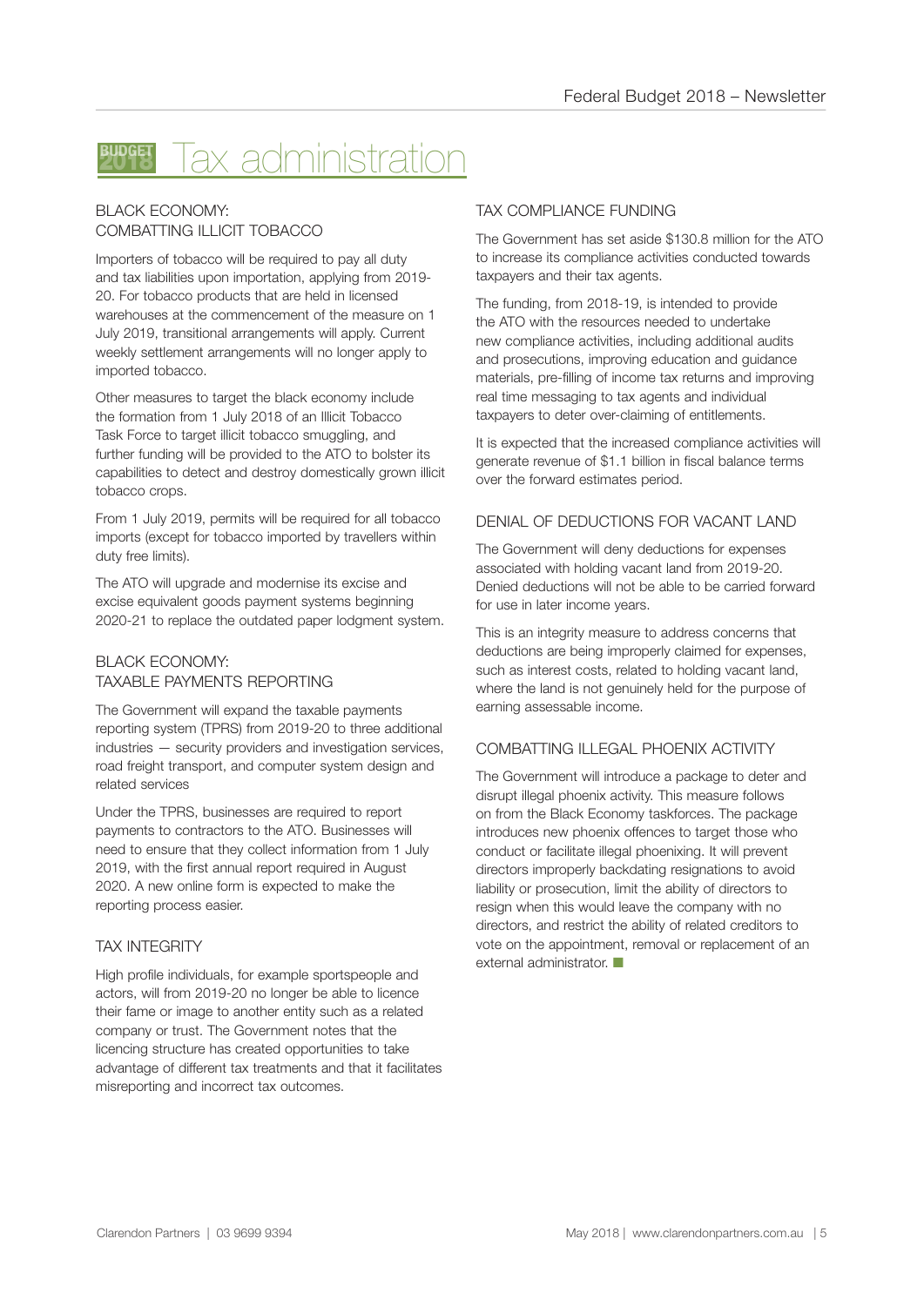# Tax administration

## BLACK ECONOMY: COMBATTING ILLICIT TOBACCO

Importers of tobacco will be required to pay all duty and tax liabilities upon importation, applying from 2019-20. For tobacco products that are held in licensed warehouses at the commencement of the measure on 1 July 2019, transitional arrangements will apply. Current weekly settlement arrangements will no longer apply to imported tobacco.

Other measures to target the black economy include the formation from 1 July 2018 of an Illicit Tobacco Task Force to target illicit tobacco smuggling, and further funding will be provided to the ATO to bolster its capabilities to detect and destroy domestically grown illicit tobacco crops.

From 1 July 2019, permits will be required for all tobacco imports (except for tobacco imported by travellers within duty free limits).

The ATO will upgrade and modernise its excise and excise equivalent goods payment systems beginning 2020-21 to replace the outdated paper lodgment system.

## BLACK ECONOMY: TAXABLE PAYMENTS REPORTING

The Government will expand the taxable payments reporting system (TPRS) from 2019-20 to three additional industries — security providers and investigation services, road freight transport, and computer system design and related services

Under the TPRS, businesses are required to report payments to contractors to the ATO. Businesses will need to ensure that they collect information from 1 July 2019, with the first annual report required in August 2020. A new online form is expected to make the reporting process easier.

## TAX INTEGRITY

High profile individuals, for example sportspeople and actors, will from 2019-20 no longer be able to licence their fame or image to another entity such as a related company or trust. The Government notes that the licencing structure has created opportunities to take advantage of different tax treatments and that it facilitates misreporting and incorrect tax outcomes.

## TAX COMPLIANCE FUNDING

The Government has set aside $130.8 million for the ATO to increase its compliance activities conducted towards taxpayers and their tax agents.

The funding, from 2018-19, is intended to provide the ATO with the resources needed to undertake new compliance activities, including additional audits and prosecutions, improving education and guidance materials, pre-filling of income tax returns and improving real time messaging to tax agents and individual taxpayers to deter over-claiming of entitlements.

It is expected that the increased compliance activities will generate revenue of $1.1 billion in fiscal balance terms over the forward estimates period.

## DENIAL OF DEDUCTIONS FOR VACANT LAND

The Government will deny deductions for expenses associated with holding vacant land from 2019-20. Denied deductions will not be able to be carried forward for use in later income years.

This is an integrity measure to address concerns that deductions are being improperly claimed for expenses, such as interest costs, related to holding vacant land, where the land is not genuinely held for the purpose of earning assessable income.

## COMBATTING ILLEGAL PHOENIX ACTIVITY

The Government will introduce a package to deter and disrupt illegal phoenix activity. This measure follows on from the Black Economy taskforces. The package introduces new phoenix offences to target those who conduct or facilitate illegal phoenixing. It will prevent directors improperly backdating resignations to avoid liability or prosecution, limit the ability of directors to resign when this would leave the company with no directors, and restrict the ability of related creditors to vote on the appointment, removal or replacement of an external administrator. ■